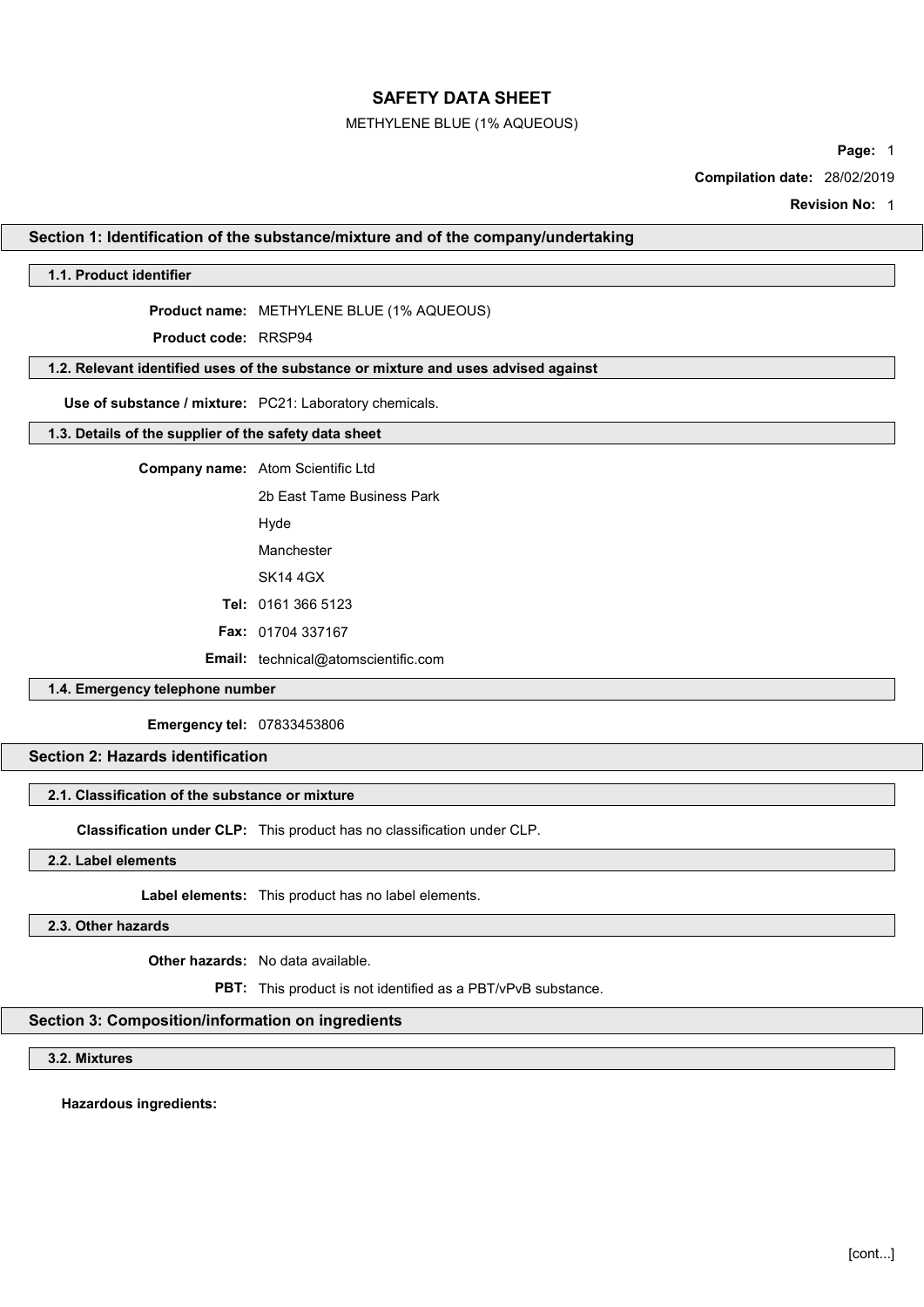# SAFETY DATA SHEET

METHYLENE BLUE (1% AQUEOUS)

**Compilation date:** 28/02/2019

**Revision No:** 1

## Section 1: Identification of the substance/mixture and of the company/undertaking

### 1.1. Product identifier

**Product name:** METHYLENE BLUE (1% AQUEOUS)

**Product code:** RRSP94

### 1.2. Relevant identified uses of the substance or mixture and uses advised against

**Use of substance / mixture:** PC21: Laboratory chemicals.

### 1.3. Details of the supplier of the safety data sheet

**Company name:** Atom Scientific Ltd

2b East Tame Business Park

Hyde

Manchester

SK14 4GX

**Tel:** 0161 366 5123

**Fax:** 01704 337167

**Email:** technical@atomscientific.com

### 1.4. Emergency telephone number

**Emergency tel:** 07833453806

## Section 2: Hazards identification

### 2.1. Classification of the substance or mixture

**Classification under CLP:** This product has no classification under CLP.

### 2.2. Label elements

**Label elements:** This product has no label elements.

### 2.3. Other hazards

**Other hazards:** No data available.

**PBT:** This product is not identified as a PBT/vPvB substance.

## Section 3: Composition/information on ingredients

### 3.2. Mixtures

**Hazardous ingredients:**

[cont...]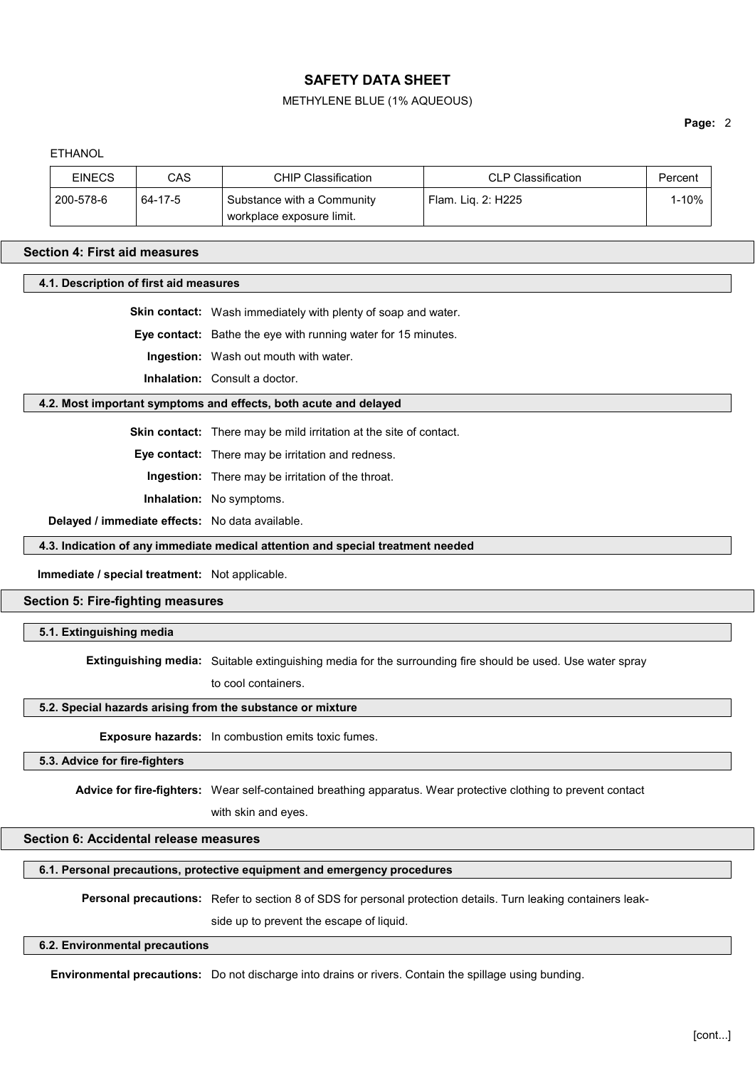ETHANOL

| EINECS | CAS | CHIP Classification | CLP Classification | Percent |
|---|---|---|---|---|
| 200-578-6 | 64-17-5 | Substance with a Community workplace exposure limit. | Flam. Liq. 2: H225 | 1-10% |

## Section 4: First aid measures

### 4.1. Description of first aid measures

**Skin contact:** Wash immediately with plenty of soap and water.

**Eye contact:** Bathe the eye with running water for 15 minutes.

**Ingestion:** Wash out mouth with water.

**Inhalation:** Consult a doctor.

### 4.2. Most important symptoms and effects, both acute and delayed

**Skin contact:** There may be mild irritation at the site of contact.

**Eye contact:** There may be irritation and redness.

**Ingestion:** There may be irritation of the throat.

**Inhalation:** No symptoms.

**Delayed / immediate effects:** No data available.

### 4.3. Indication of any immediate medical attention and special treatment needed

**Immediate / special treatment:** Not applicable.

## Section 5: Fire-fighting measures

### 5.1. Extinguishing media

**Extinguishing media:** Suitable extinguishing media for the surrounding fire should be used. Use water spray to cool containers.

### 5.2. Special hazards arising from the substance or mixture

**Exposure hazards:** In combustion emits toxic fumes.

### 5.3. Advice for fire-fighters

**Advice for fire-fighters:** Wear self-contained breathing apparatus. Wear protective clothing to prevent contact with skin and eyes.

## Section 6: Accidental release measures

### 6.1. Personal precautions, protective equipment and emergency procedures

**Personal precautions:** Refer to section 8 of SDS for personal protection details. Turn leaking containers leak-side up to prevent the escape of liquid.

### 6.2. Environmental precautions

**Environmental precautions:** Do not discharge into drains or rivers. Contain the spillage using bunding.

[cont...]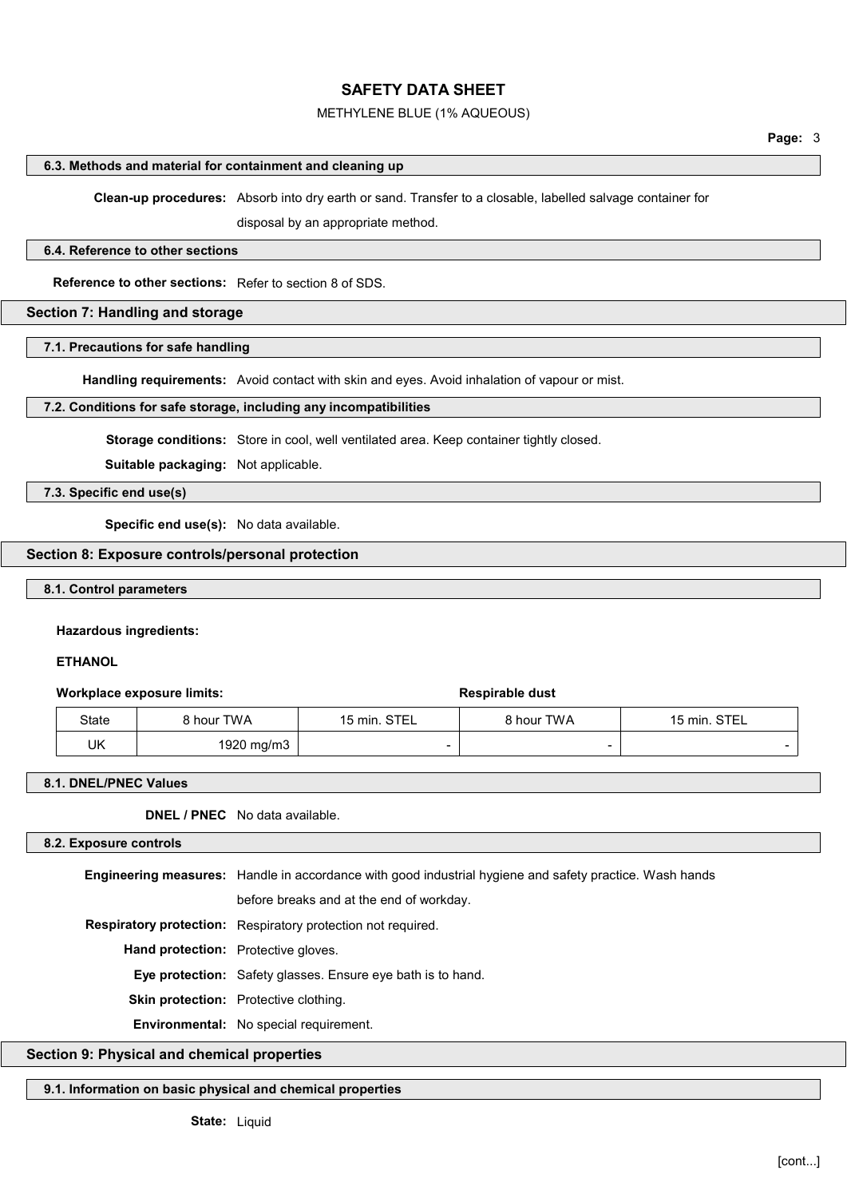### 6.3. Methods and material for containment and cleaning up

**Clean-up procedures:** Absorb into dry earth or sand. Transfer to a closable, labelled salvage container for disposal by an appropriate method.

### 6.4. Reference to other sections

**Reference to other sections:** Refer to section 8 of SDS.

## Section 7: Handling and storage

### 7.1. Precautions for safe handling

**Handling requirements:** Avoid contact with skin and eyes. Avoid inhalation of vapour or mist.

### 7.2. Conditions for safe storage, including any incompatibilities

**Storage conditions:** Store in cool, well ventilated area. Keep container tightly closed.

**Suitable packaging:** Not applicable.

### 7.3. Specific end use(s)

**Specific end use(s):** No data available.

## Section 8: Exposure controls/personal protection

### 8.1. Control parameters

**Hazardous ingredients:**

**ETHANOL**

| **Workplace exposure limits:** | | | **Respirable dust** | |
|---|---|---|---|---|
| State | 8 hour TWA | 15 min. STEL | 8 hour TWA | 15 min. STEL |
| UK | 1920 mg/m3 | - | - | - |

### 8.1. DNEL/PNEC Values

**DNEL / PNEC** No data available.

### 8.2. Exposure controls

**Engineering measures:** Handle in accordance with good industrial hygiene and safety practice. Wash hands before breaks and at the end of workday.

**Respiratory protection:** Respiratory protection not required.

**Hand protection:** Protective gloves.

**Eye protection:** Safety glasses. Ensure eye bath is to hand.

**Skin protection:** Protective clothing.

**Environmental:** No special requirement.

## Section 9: Physical and chemical properties

### 9.1. Information on basic physical and chemical properties

**State:** Liquid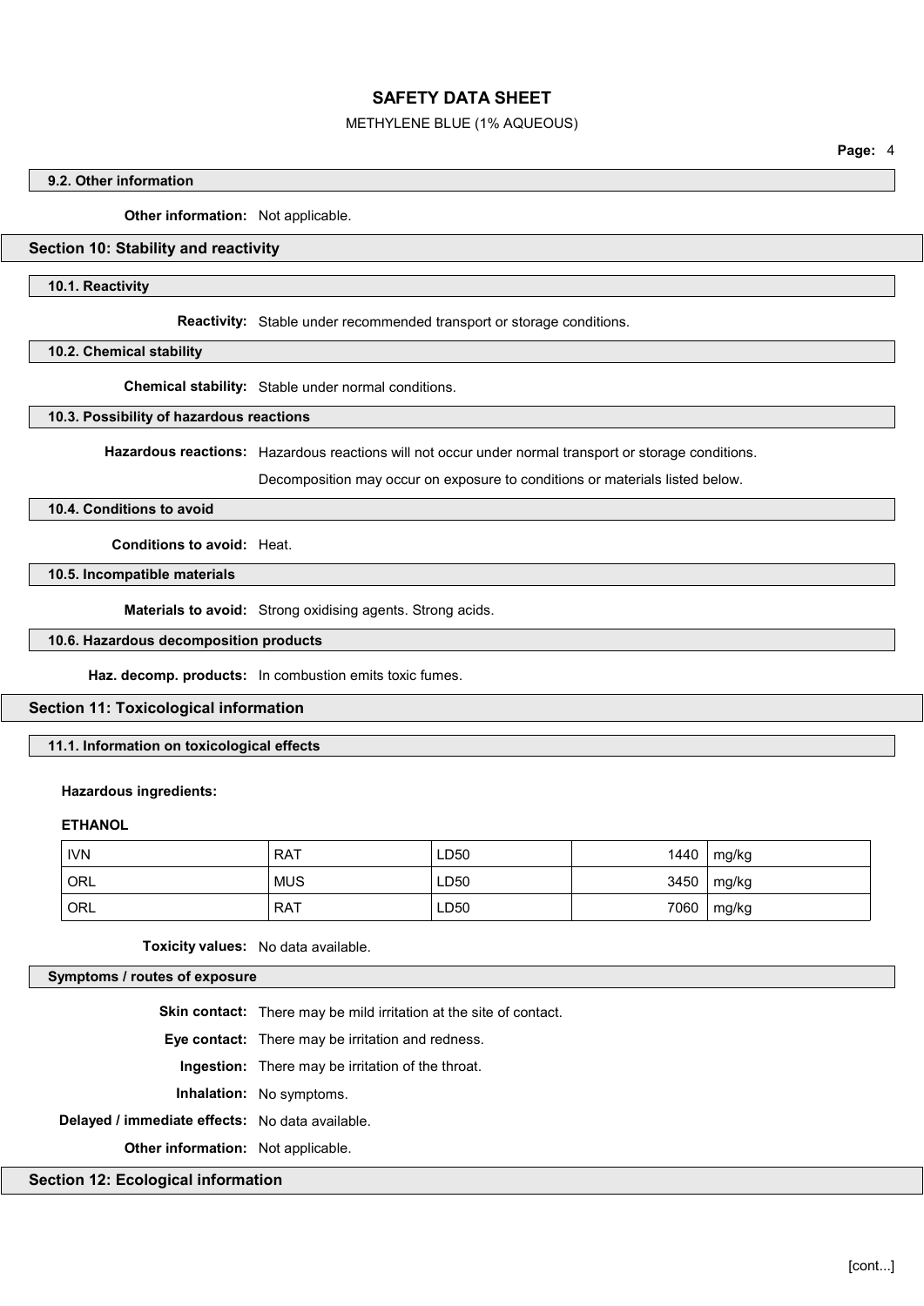#### 9.2. Other information

**Other information:** Not applicable.

## Section 10: Stability and reactivity

#### 10.1. Reactivity

**Reactivity:** Stable under recommended transport or storage conditions.

#### 10.2. Chemical stability

**Chemical stability:** Stable under normal conditions.

#### 10.3. Possibility of hazardous reactions

**Hazardous reactions:** Hazardous reactions will not occur under normal transport or storage conditions.

Decomposition may occur on exposure to conditions or materials listed below.

#### 10.4. Conditions to avoid

**Conditions to avoid:** Heat.

#### 10.5. Incompatible materials

**Materials to avoid:** Strong oxidising agents. Strong acids.

#### 10.6. Hazardous decomposition products

**Haz. decomp. products:** In combustion emits toxic fumes.

## Section 11: Toxicological information

#### 11.1. Information on toxicological effects

**Hazardous ingredients:**

**ETHANOL**

| | | | | |
|---|---|---|---|---|
| IVN | RAT | LD50 | 1440 | mg/kg |
| ORL | MUS | LD50 | 3450 | mg/kg |
| ORL | RAT | LD50 | 7060 | mg/kg |

**Toxicity values:** No data available.

#### Symptoms / routes of exposure

**Skin contact:** There may be mild irritation at the site of contact.

**Eye contact:** There may be irritation and redness.

**Ingestion:** There may be irritation of the throat.

**Inhalation:** No symptoms.

**Delayed / immediate effects:** No data available.

**Other information:** Not applicable.

## Section 12: Ecological information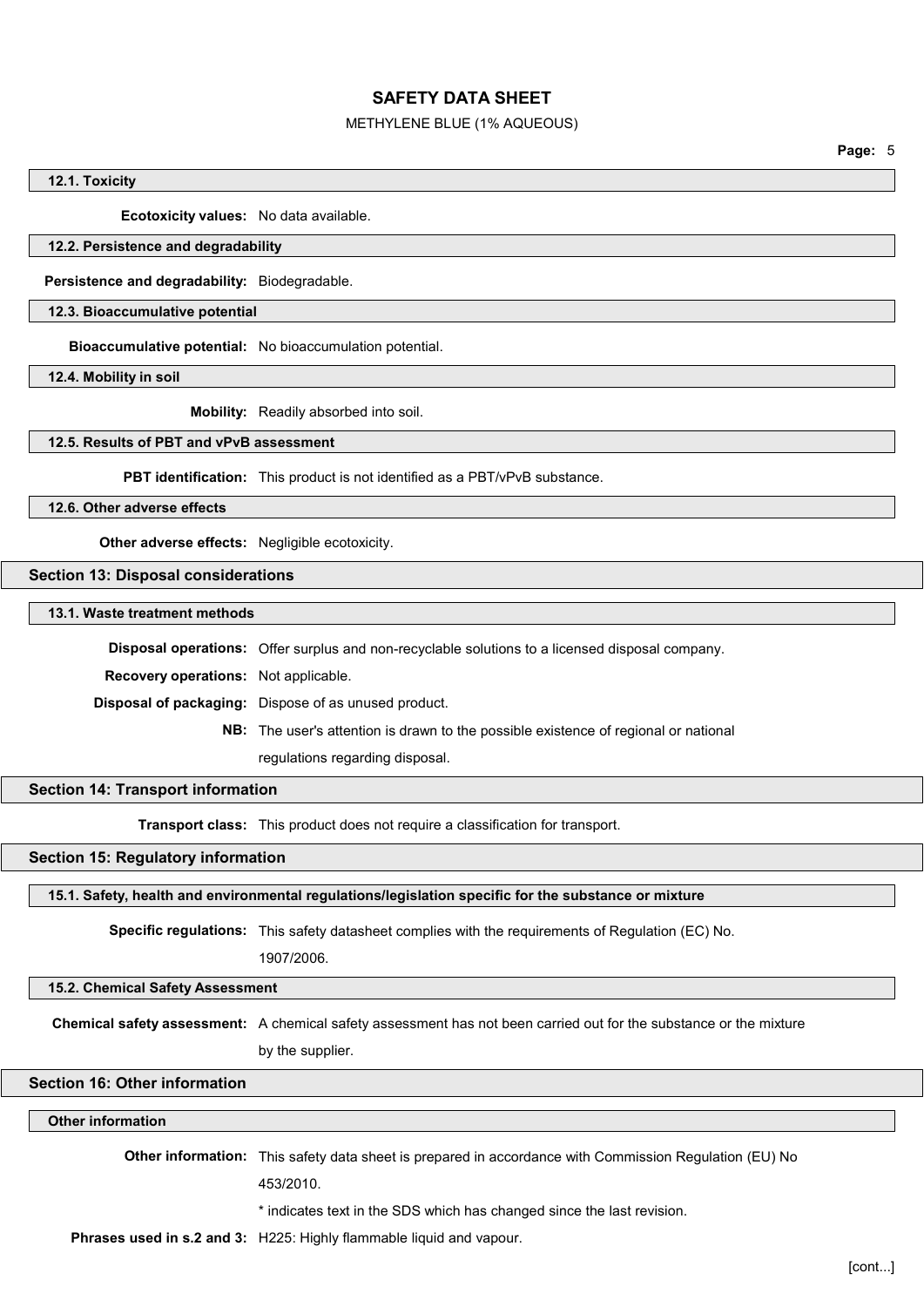### 12.1. Toxicity

**Ecotoxicity values:** No data available.

### 12.2. Persistence and degradability

**Persistence and degradability:** Biodegradable.

### 12.3. Bioaccumulative potential

**Bioaccumulative potential:** No bioaccumulation potential.

### 12.4. Mobility in soil

**Mobility:** Readily absorbed into soil.

### 12.5. Results of PBT and vPvB assessment

**PBT identification:** This product is not identified as a PBT/vPvB substance.

### 12.6. Other adverse effects

**Other adverse effects:** Negligible ecotoxicity.

## Section 13: Disposal considerations

### 13.1. Waste treatment methods

**Disposal operations:** Offer surplus and non-recyclable solutions to a licensed disposal company.

**Recovery operations:** Not applicable.

**Disposal of packaging:** Dispose of as unused product.

**NB:** The user's attention is drawn to the possible existence of regional or national regulations regarding disposal.

## Section 14: Transport information

**Transport class:** This product does not require a classification for transport.

## Section 15: Regulatory information

### 15.1. Safety, health and environmental regulations/legislation specific for the substance or mixture

**Specific regulations:** This safety datasheet complies with the requirements of Regulation (EC) No. 1907/2006.

### 15.2. Chemical Safety Assessment

**Chemical safety assessment:** A chemical safety assessment has not been carried out for the substance or the mixture by the supplier.

## Section 16: Other information

### Other information

**Other information:** This safety data sheet is prepared in accordance with Commission Regulation (EU) No 453/2010.

* indicates text in the SDS which has changed since the last revision.

**Phrases used in s.2 and 3:** H225: Highly flammable liquid and vapour.

[cont...]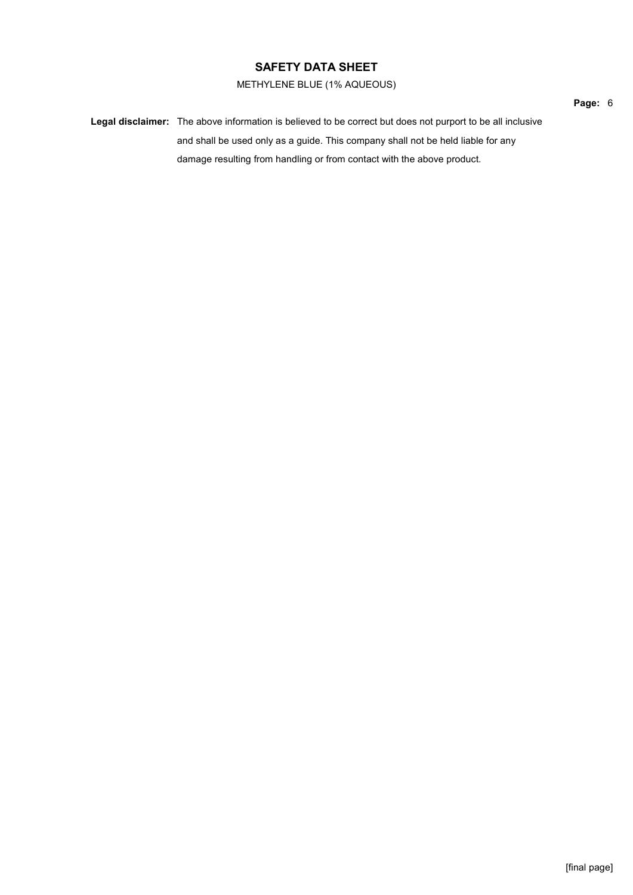**Legal disclaimer:** The above information is believed to be correct but does not purport to be all inclusive and shall be used only as a guide. This company shall not be held liable for any damage resulting from handling or from contact with the above product.

[final page]